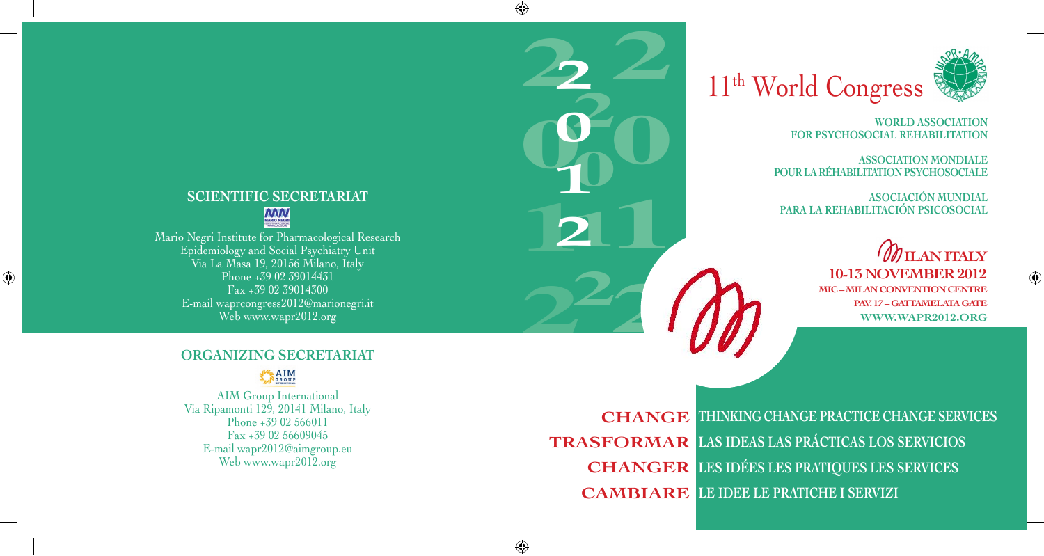## SCIENTIFIC SECRETARIAT

Mario Negri Institute for Pharmacological Research
Epidemiology and Social Psychiatry Unit
Via La Masa 19, 20156 Milano, Italy
Phone +39 02 39014431
Fax +39 02 39014300
E-mail waprcongress2012@marionegri.it
Web www.wapr2012.org

## ORGANIZING SECRETARIAT

AIM Group International
Via Ripamonti 129, 20141 Milano, Italy
Phone +39 02 566011
Fax +39 02 56609045
E-mail wapr2012@aimgroup.eu
Web www.wapr2012.org

2012

# 11th World Congress

**WORLD ASSOCIATION FOR PSYCHOSOCIAL REHABILITATION**

**ASSOCIATION MONDIALE POUR LA RÉHABILITATION PSYCHOSOCIALE**

**ASOCIACIÓN MUNDIAL PARA LA REHABILITACIÓN PSICOSOCIAL**

**MILAN ITALY**
**10-13 NOVEMBER 2012**
MIC – MILAN CONVENTION CENTRE
PAV. 17 – GATTAMELATA GATE
WWW.WAPR2012.ORG

**CHANGE** THINKING CHANGE PRACTICE CHANGE SERVICES
**TRASFORMAR** LAS IDEAS LAS PRÁCTICAS LOS SERVICIOS
**CHANGER** LES IDÉES LES PRATIQUES LES SERVICES
**CAMBIARE** LE IDEE LE PRATICHE I SERVIZI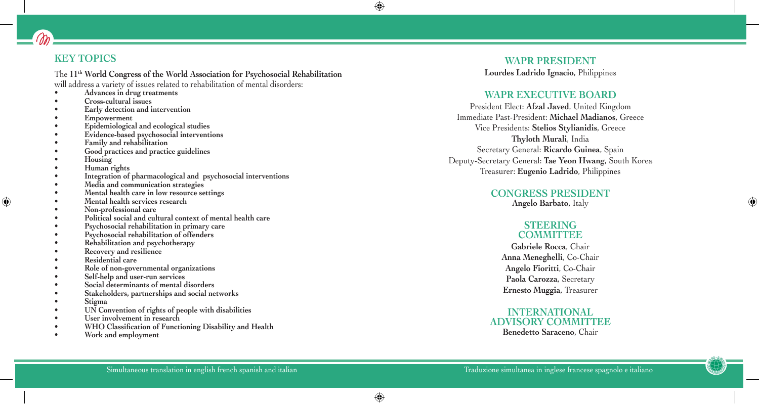## KEY TOPICS

The **11th World Congress of the World Association for Psychosocial Rehabilitation** will address a variety of issues related to rehabilitation of mental disorders:

- **Advances in drug treatments**
- **Cross-cultural issues**
- **Early detection and intervention**
- **Empowerment**
- **Epidemiological and ecological studies**
- **Evidence-based psychosocial interventions**
- **Family and rehabilitation**
- **Good practices and practice guidelines**
- **Housing**
- **Human rights**
- **Integration of pharmacological and psychosocial interventions**
- **Media and communication strategies**
- **Mental health care in low resource settings**
- **Mental health services research**
- **Non-professional care**
- **Political social and cultural context of mental health care**
- **Psychosocial rehabilitation in primary care**
- **Psychosocial rehabilitation of offenders**
- **Rehabilitation and psychotherapy**
- **Recovery and resilience**
- **Residential care**
- **Role of non-governmental organizations**
- **Self-help and user-run services**
- **Social determinants of mental disorders**
- **Stakeholders, partnerships and social networks**
- **Stigma**
- **UN Convention of rights of people with disabilities**
- **User involvement in research**
- **WHO Classification of Functioning Disability and Health**
- **Work and employment**

## WAPR PRESIDENT

**Lourdes Ladrido Ignacio**, Philippines

## WAPR EXECUTIVE BOARD

President Elect: **Afzal Javed**, United Kingdom
Immediate Past-President: **Michael Madianos**, Greece
Vice Presidents: **Stelios Stylianidis**, Greece
**Thyloth Murali**, India
Secretary General: **Ricardo Guinea**, Spain
Deputy-Secretary General: **Tae Yeon Hwang**, South Korea
Treasurer: **Eugenio Ladrido**, Philippines

## CONGRESS PRESIDENT

**Angelo Barbato**, Italy

## STEERING COMMITTEE

**Gabriele Rocca**, Chair
**Anna Meneghelli**, Co-Chair
**Angelo Fioritti**, Co-Chair
**Paola Carozza**, Secretary
**Ernesto Muggia**, Treasurer

## INTERNATIONAL ADVISORY COMMITTEE

**Benedetto Saraceno**, Chair

Simultaneous translation in english french spanish and italian

Traduzione simultanea in inglese francese spagnolo e italiano